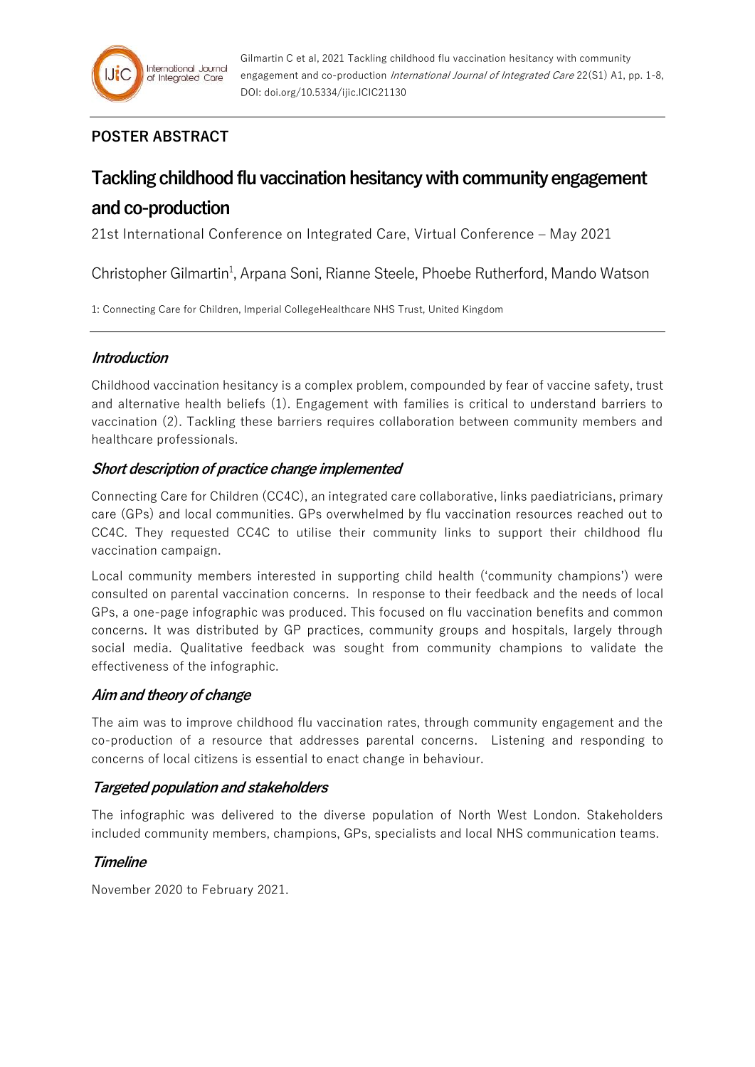## POSTER ABSTRACT

# Tackling childhood flu vaccination hesitancy with community engagement and co-production

21st International Conference on Integrated Care, Virtual Conference – May 2021

Christopher Gilmartin[1], Arpana Soni, Rianne Steele, Phoebe Rutherford, Mando Watson

1: Connecting Care for Children, Imperial CollegeHealthcare NHS Trust, United Kingdom

### *Introduction*

Childhood vaccination hesitancy is a complex problem, compounded by fear of vaccine safety, trust and alternative health beliefs (1). Engagement with families is critical to understand barriers to vaccination (2). Tackling these barriers requires collaboration between community members and healthcare professionals.

### *Short description of practice change implemented*

Connecting Care for Children (CC4C), an integrated care collaborative, links paediatricians, primary care (GPs) and local communities. GPs overwhelmed by flu vaccination resources reached out to CC4C. They requested CC4C to utilise their community links to support their childhood flu vaccination campaign.

Local community members interested in supporting child health ('community champions') were consulted on parental vaccination concerns. In response to their feedback and the needs of local GPs, a one-page infographic was produced. This focused on flu vaccination benefits and common concerns. It was distributed by GP practices, community groups and hospitals, largely through social media. Qualitative feedback was sought from community champions to validate the effectiveness of the infographic.

### *Aim and theory of change*

The aim was to improve childhood flu vaccination rates, through community engagement and the co-production of a resource that addresses parental concerns. Listening and responding to concerns of local citizens is essential to enact change in behaviour.

### *Targeted population and stakeholders*

The infographic was delivered to the diverse population of North West London. Stakeholders included community members, champions, GPs, specialists and local NHS communication teams.

### *Timeline*

November 2020 to February 2021.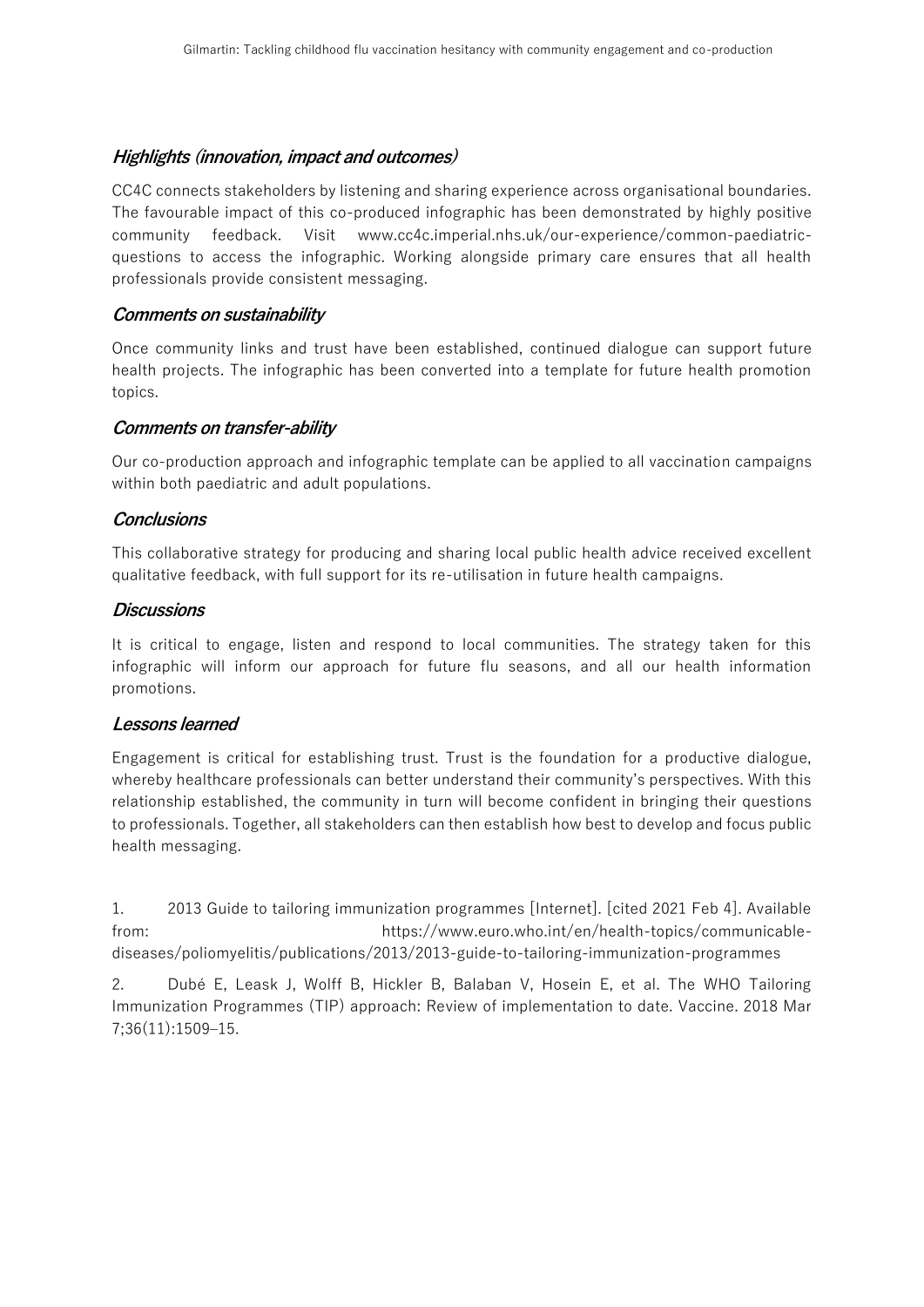### *Highlights (innovation, impact and outcomes)*

CC4C connects stakeholders by listening and sharing experience across organisational boundaries. The favourable impact of this co-produced infographic has been demonstrated by highly positive community feedback. Visit www.cc4c.imperial.nhs.uk/our-experience/common-paediatric-questions to access the infographic. Working alongside primary care ensures that all health professionals provide consistent messaging.

### *Comments on sustainability*

Once community links and trust have been established, continued dialogue can support future health projects. The infographic has been converted into a template for future health promotion topics.

### *Comments on transfer-ability*

Our co-production approach and infographic template can be applied to all vaccination campaigns within both paediatric and adult populations.

### *Conclusions*

This collaborative strategy for producing and sharing local public health advice received excellent qualitative feedback, with full support for its re-utilisation in future health campaigns.

### *Discussions*

It is critical to engage, listen and respond to local communities. The strategy taken for this infographic will inform our approach for future flu seasons, and all our health information promotions.

### *Lessons learned*

Engagement is critical for establishing trust. Trust is the foundation for a productive dialogue, whereby healthcare professionals can better understand their community's perspectives. With this relationship established, the community in turn will become confident in bringing their questions to professionals. Together, all stakeholders can then establish how best to develop and focus public health messaging.

1. 2013 Guide to tailoring immunization programmes [Internet]. [cited 2021 Feb 4]. Available from: https://www.euro.who.int/en/health-topics/communicable-diseases/poliomyelitis/publications/2013/2013-guide-to-tailoring-immunization-programmes

2. Dubé E, Leask J, Wolff B, Hickler B, Balaban V, Hosein E, et al. The WHO Tailoring Immunization Programmes (TIP) approach: Review of implementation to date. Vaccine. 2018 Mar 7;36(11):1509–15.